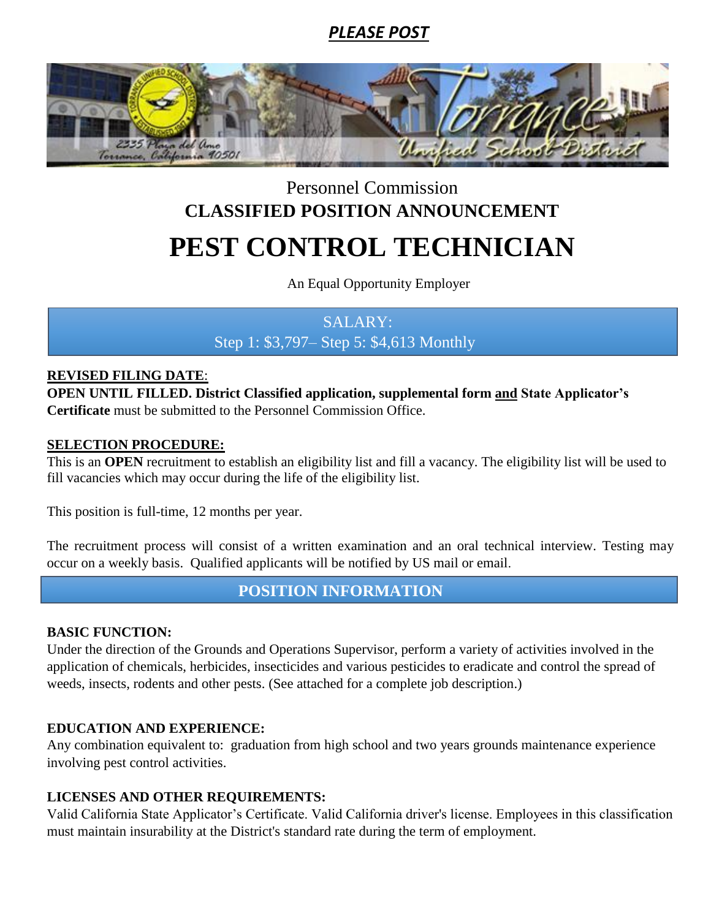***PLEASE POST***

Personnel Commission

**CLASSIFIED POSITION ANNOUNCEMENT**

# PEST CONTROL TECHNICIAN

An Equal Opportunity Employer

SALARY:
Step 1: $3,797– Step 5: $4,613 Monthly

**REVISED FILING DATE**:
**OPEN UNTIL FILLED. District Classified application, supplemental form and State Applicator's Certificate** must be submitted to the Personnel Commission Office.

**SELECTION PROCEDURE:**
This is an **OPEN** recruitment to establish an eligibility list and fill a vacancy. The eligibility list will be used to fill vacancies which may occur during the life of the eligibility list.

This position is full-time, 12 months per year.

The recruitment process will consist of a written examination and an oral technical interview. Testing may occur on a weekly basis. Qualified applicants will be notified by US mail or email.

## POSITION INFORMATION

**BASIC FUNCTION:**
Under the direction of the Grounds and Operations Supervisor, perform a variety of activities involved in the application of chemicals, herbicides, insecticides and various pesticides to eradicate and control the spread of weeds, insects, rodents and other pests. (See attached for a complete job description.)

**EDUCATION AND EXPERIENCE:**
Any combination equivalent to: graduation from high school and two years grounds maintenance experience involving pest control activities.

**LICENSES AND OTHER REQUIREMENTS:**
Valid California State Applicator's Certificate. Valid California driver's license. Employees in this classification must maintain insurability at the District's standard rate during the term of employment.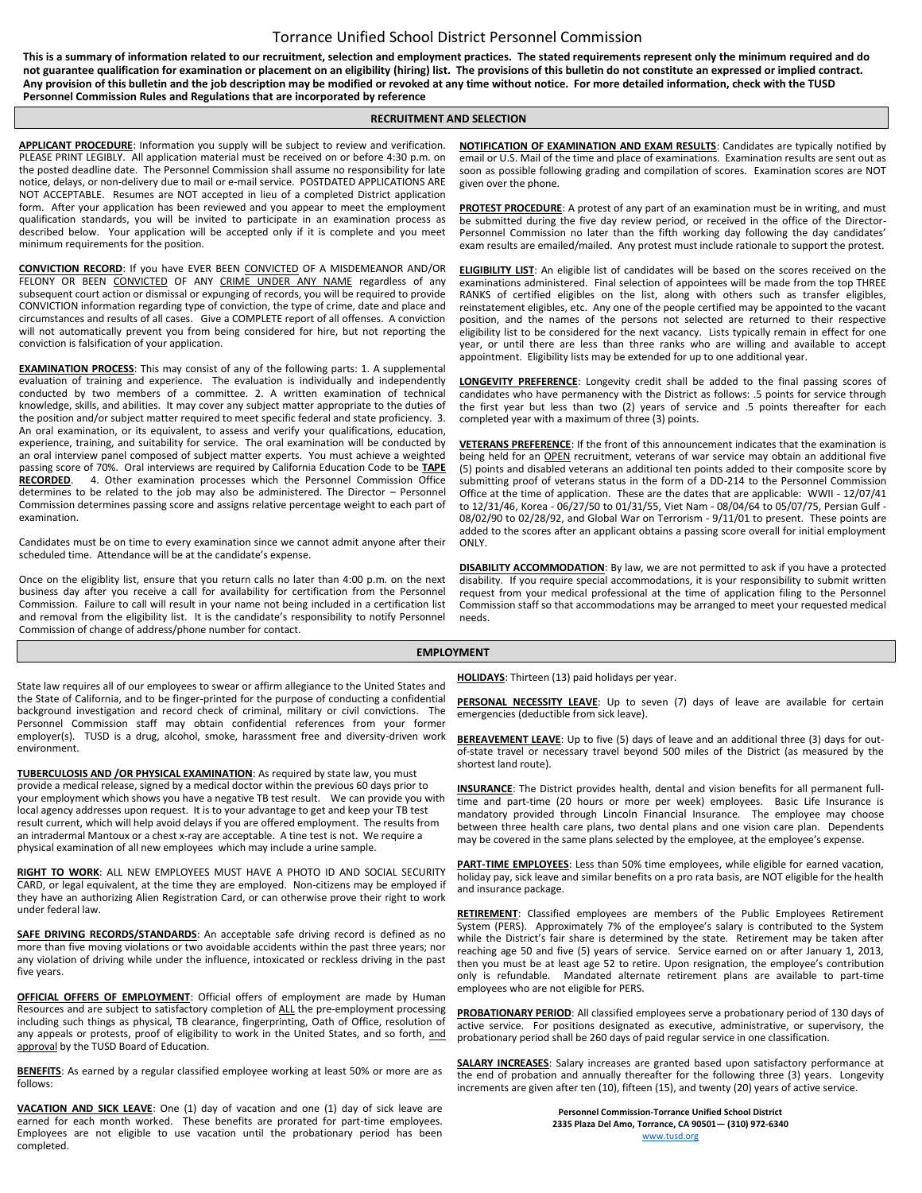# Torrance Unified School District Personnel Commission

**This is a summary of information related to our recruitment, selection and employment practices. The stated requirements represent only the minimum required and do not guarantee qualification for examination or placement on an eligibility (hiring) list. The provisions of this bulletin do not constitute an expressed or implied contract. Any provision of this bulletin and the job description may be modified or revoked at any time without notice. For more detailed information, check with the TUSD Personnel Commission Rules and Regulations that are incorporated by reference**

## RECRUITMENT AND SELECTION

**APPLICANT PROCEDURE**: Information you supply will be subject to review and verification. PLEASE PRINT LEGIBLY. All application material must be received on or before 4:30 p.m. on the posted deadline date. The Personnel Commission shall assume no responsibility for late notice, delays, or non-delivery due to mail or e-mail service. POSTDATED APPLICATIONS ARE NOT ACCEPTABLE. Resumes are NOT accepted in lieu of a completed District application form. After your application has been reviewed and you appear to meet the employment qualification standards, you will be invited to participate in an examination process as described below. Your application will be accepted only if it is complete and you meet minimum requirements for the position.

**CONVICTION RECORD**: If you have EVER BEEN CONVICTED OF A MISDEMEANOR AND/OR FELONY OR BEEN CONVICTED OF ANY CRIME UNDER ANY NAME regardless of any subsequent court action or dismissal or expunging of records, you will be required to provide CONVICTION information regarding type of conviction, the type of crime, date and place and circumstances and results of all cases. Give a COMPLETE report of all offenses. A conviction will not automatically prevent you from being considered for hire, but not reporting the conviction is falsification of your application.

**EXAMINATION PROCESS**: This may consist of any of the following parts: 1. A supplemental evaluation of training and experience. The evaluation is individually and independently conducted by two members of a committee. 2. A written examination of technical knowledge, skills, and abilities. It may cover any subject matter appropriate to the duties of the position and/or subject matter required to meet specific federal and state proficiency. 3. An oral examination, or its equivalent, to assess and verify your qualifications, education, experience, training, and suitability for service. The oral examination will be conducted by an oral interview panel composed of subject matter experts. You must achieve a weighted passing score of 70%. Oral interviews are required by California Education Code to be **TAPE RECORDED**. 4. Other examination processes which the Personnel Commission Office determines to be related to the job may also be administered. The Director – Personnel Commission determines passing score and assigns relative percentage weight to each part of examination.

Candidates must be on time to every examination since we cannot admit anyone after their scheduled time. Attendance will be at the candidate's expense.

Once on the eligiblity list, ensure that you return calls no later than 4:00 p.m. on the next business day after you receive a call for availability for certification from the Personnel Commission. Failure to call will result in your name not being included in a certification list and removal from the eligibility list. It is the candidate's responsibility to notify Personnel Commission of change of address/phone number for contact.

**NOTIFICATION OF EXAMINATION AND EXAM RESULTS**: Candidates are typically notified by email or U.S. Mail of the time and place of examinations. Examination results are sent out as soon as possible following grading and compilation of scores. Examination scores are NOT given over the phone.

**PROTEST PROCEDURE**: A protest of any part of an examination must be in writing, and must be submitted during the five day review period, or received in the office of the Director-Personnel Commission no later than the fifth working day following the day candidates' exam results are emailed/mailed. Any protest must include rationale to support the protest.

**ELIGIBILITY LIST**: An eligible list of candidates will be based on the scores received on the examinations administered. Final selection of appointees will be made from the top THREE RANKS of certified eligibles on the list, along with others such as transfer eligibles, reinstatement eligibles, etc. Any one of the people certified may be appointed to the vacant position, and the names of the persons not selected are returned to their respective eligibility list to be considered for the next vacancy. Lists typically remain in effect for one year, or until there are less than three ranks who are willing and available to accept appointment. Eligibility lists may be extended for up to one additional year.

**LONGEVITY PREFERENCE**: Longevity credit shall be added to the final passing scores of candidates who have permanency with the District as follows: .5 points for service through the first year but less than two (2) years of service and .5 points thereafter for each completed year with a maximum of three (3) points.

**VETERANS PREFERENCE**: If the front of this announcement indicates that the examination is being held for an OPEN recruitment, veterans of war service may obtain an additional five (5) points and disabled veterans an additional ten points added to their composite score by submitting proof of veterans status in the form of a DD-214 to the Personnel Commission Office at the time of application. These are the dates that are applicable: WWII - 12/07/41 to 12/31/46, Korea - 06/27/50 to 01/31/55, Viet Nam - 08/04/64 to 05/07/75, Persian Gulf - 08/02/90 to 02/28/92, and Global War on Terrorism - 9/11/01 to present. These points are added to the scores after an applicant obtains a passing score overall for initial employment ONLY.

**DISABILITY ACCOMMODATION**: By law, we are not permitted to ask if you have a protected disability. If you require special accommodations, it is your responsibility to submit written request from your medical professional at the time of application filing to the Personnel Commission staff so that accommodations may be arranged to meet your requested medical needs.

## EMPLOYMENT

State law requires all of our employees to swear or affirm allegiance to the United States and the State of California, and to be finger-printed for the purpose of conducting a confidential background investigation and record check of criminal, military or civil convictions. The Personnel Commission staff may obtain confidential references from your former employer(s). TUSD is a drug, alcohol, smoke, harassment free and diversity-driven work environment.

**TUBERCULOSIS AND /OR PHYSICAL EXAMINATION**: As required by state law, you must provide a medical release, signed by a medical doctor within the previous 60 days prior to your employment which shows you have a negative TB test result. We can provide you with local agency addresses upon request. It is to your advantage to get and keep your TB test result current, which will help avoid delays if you are offered employment. The results from an intradermal Mantoux or a chest x-ray are acceptable. A tine test is not. We require a physical examination of all new employees which may include a urine sample.

**RIGHT TO WORK**: ALL NEW EMPLOYEES MUST HAVE A PHOTO ID AND SOCIAL SECURITY CARD, or legal equivalent, at the time they are employed. Non-citizens may be employed if they have an authorizing Alien Registration Card, or can otherwise prove their right to work under federal law.

**SAFE DRIVING RECORDS/STANDARDS**: An acceptable safe driving record is defined as no more than five moving violations or two avoidable accidents within the past three years; nor any violation of driving while under the influence, intoxicated or reckless driving in the past five years.

**OFFICIAL OFFERS OF EMPLOYMENT**: Official offers of employment are made by Human Resources and are subject to satisfactory completion of ALL the pre-employment processing including such things as physical, TB clearance, fingerprinting, Oath of Office, resolution of any appeals or protests, proof of eligibility to work in the United States, and so forth, and approval by the TUSD Board of Education.

**BENEFITS**: As earned by a regular classified employee working at least 50% or more are as follows:

**VACATION AND SICK LEAVE**: One (1) day of vacation and one (1) day of sick leave are earned for each month worked. These benefits are prorated for part-time employees. Employees are not eligible to use vacation until the probationary period has been completed.

**HOLIDAYS**: Thirteen (13) paid holidays per year.

**PERSONAL NECESSITY LEAVE**: Up to seven (7) days of leave are available for certain emergencies (deductible from sick leave).

**BEREAVEMENT LEAVE**: Up to five (5) days of leave and an additional three (3) days for out-of-state travel or necessary travel beyond 500 miles of the District (as measured by the shortest land route).

**INSURANCE**: The District provides health, dental and vision benefits for all permanent full-time and part-time (20 hours or more per week) employees. Basic Life Insurance is mandatory provided through Lincoln Financial Insurance. The employee may choose between three health care plans, two dental plans and one vision care plan. Dependents may be covered in the same plans selected by the employee, at the employee's expense.

**PART-TIME EMPLOYEES**: Less than 50% time employees, while eligible for earned vacation, holiday pay, sick leave and similar benefits on a pro rata basis, are NOT eligible for the health and insurance package.

**RETIREMENT**: Classified employees are members of the Public Employees Retirement System (PERS). Approximately 7% of the employee's salary is contributed to the System while the District's fair share is determined by the state. Retirement may be taken after reaching age 50 and five (5) years of service. Service earned on or after January 1, 2013, then you must be at least age 52 to retire. Upon resignation, the employee's contribution only is refundable. Mandated alternate retirement plans are available to part-time employees who are not eligible for PERS.

**PROBATIONARY PERIOD**: All classified employees serve a probationary period of 130 days of active service. For positions designated as executive, administrative, or supervisory, the probationary period shall be 260 days of paid regular service in one classification.

**SALARY INCREASES**: Salary increases are granted based upon satisfactory performance at the end of probation and annually thereafter for the following three (3) years. Longevity increments are given after ten (10), fifteen (15), and twenty (20) years of active service.

**Personnel Commission-Torrance Unified School District**
**2335 Plaza Del Amo, Torrance, CA 90501— (310) 972-6340**
www.tusd.org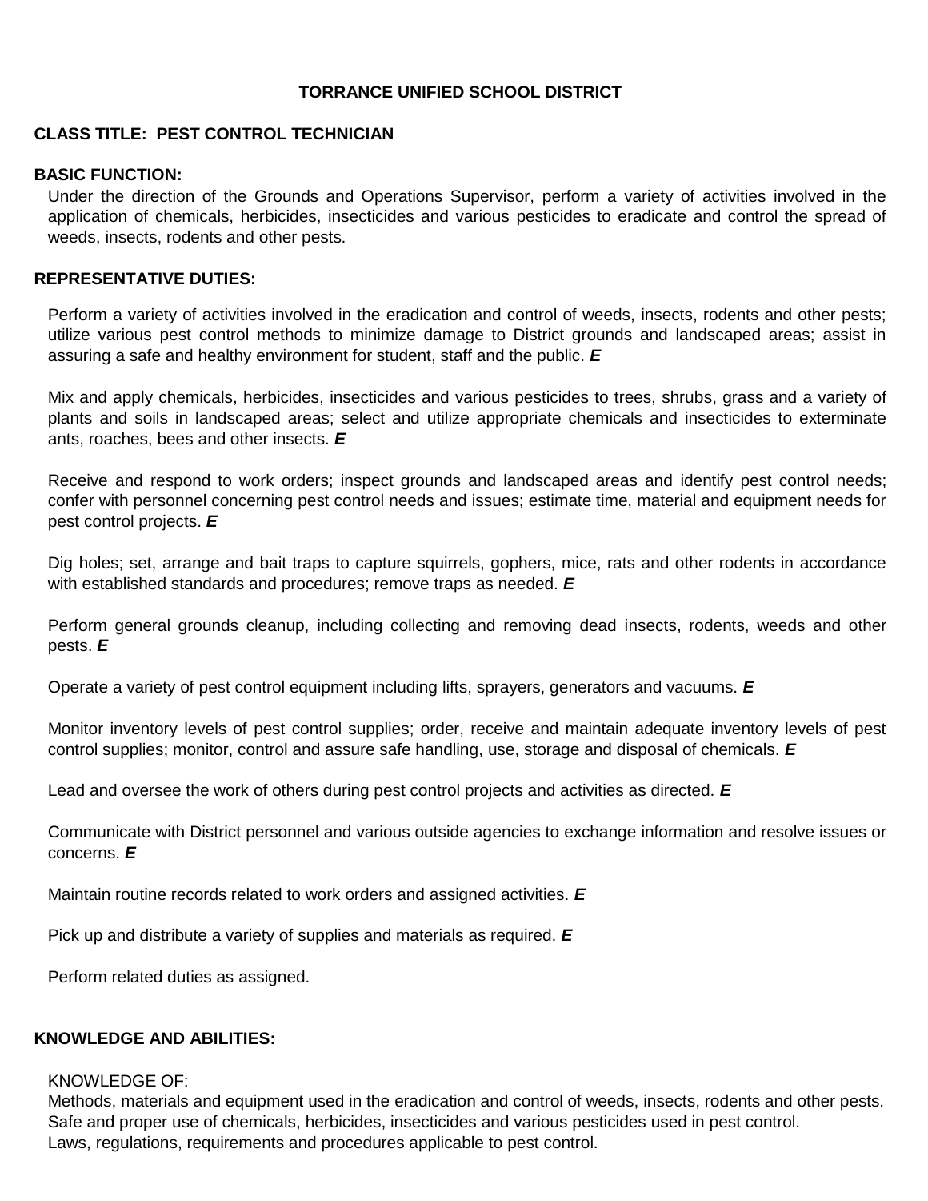**TORRANCE UNIFIED SCHOOL DISTRICT**

**CLASS TITLE: PEST CONTROL TECHNICIAN**

**BASIC FUNCTION:**

Under the direction of the Grounds and Operations Supervisor, perform a variety of activities involved in the application of chemicals, herbicides, insecticides and various pesticides to eradicate and control the spread of weeds, insects, rodents and other pests.

**REPRESENTATIVE DUTIES:**

Perform a variety of activities involved in the eradication and control of weeds, insects, rodents and other pests; utilize various pest control methods to minimize damage to District grounds and landscaped areas; assist in assuring a safe and healthy environment for student, staff and the public. ***E***

Mix and apply chemicals, herbicides, insecticides and various pesticides to trees, shrubs, grass and a variety of plants and soils in landscaped areas; select and utilize appropriate chemicals and insecticides to exterminate ants, roaches, bees and other insects. ***E***

Receive and respond to work orders; inspect grounds and landscaped areas and identify pest control needs; confer with personnel concerning pest control needs and issues; estimate time, material and equipment needs for pest control projects. ***E***

Dig holes; set, arrange and bait traps to capture squirrels, gophers, mice, rats and other rodents in accordance with established standards and procedures; remove traps as needed. ***E***

Perform general grounds cleanup, including collecting and removing dead insects, rodents, weeds and other pests. ***E***

Operate a variety of pest control equipment including lifts, sprayers, generators and vacuums. ***E***

Monitor inventory levels of pest control supplies; order, receive and maintain adequate inventory levels of pest control supplies; monitor, control and assure safe handling, use, storage and disposal of chemicals. ***E***

Lead and oversee the work of others during pest control projects and activities as directed. ***E***

Communicate with District personnel and various outside agencies to exchange information and resolve issues or concerns. ***E***

Maintain routine records related to work orders and assigned activities. ***E***

Pick up and distribute a variety of supplies and materials as required. ***E***

Perform related duties as assigned.

**KNOWLEDGE AND ABILITIES:**

KNOWLEDGE OF:
Methods, materials and equipment used in the eradication and control of weeds, insects, rodents and other pests.
Safe and proper use of chemicals, herbicides, insecticides and various pesticides used in pest control.
Laws, regulations, requirements and procedures applicable to pest control.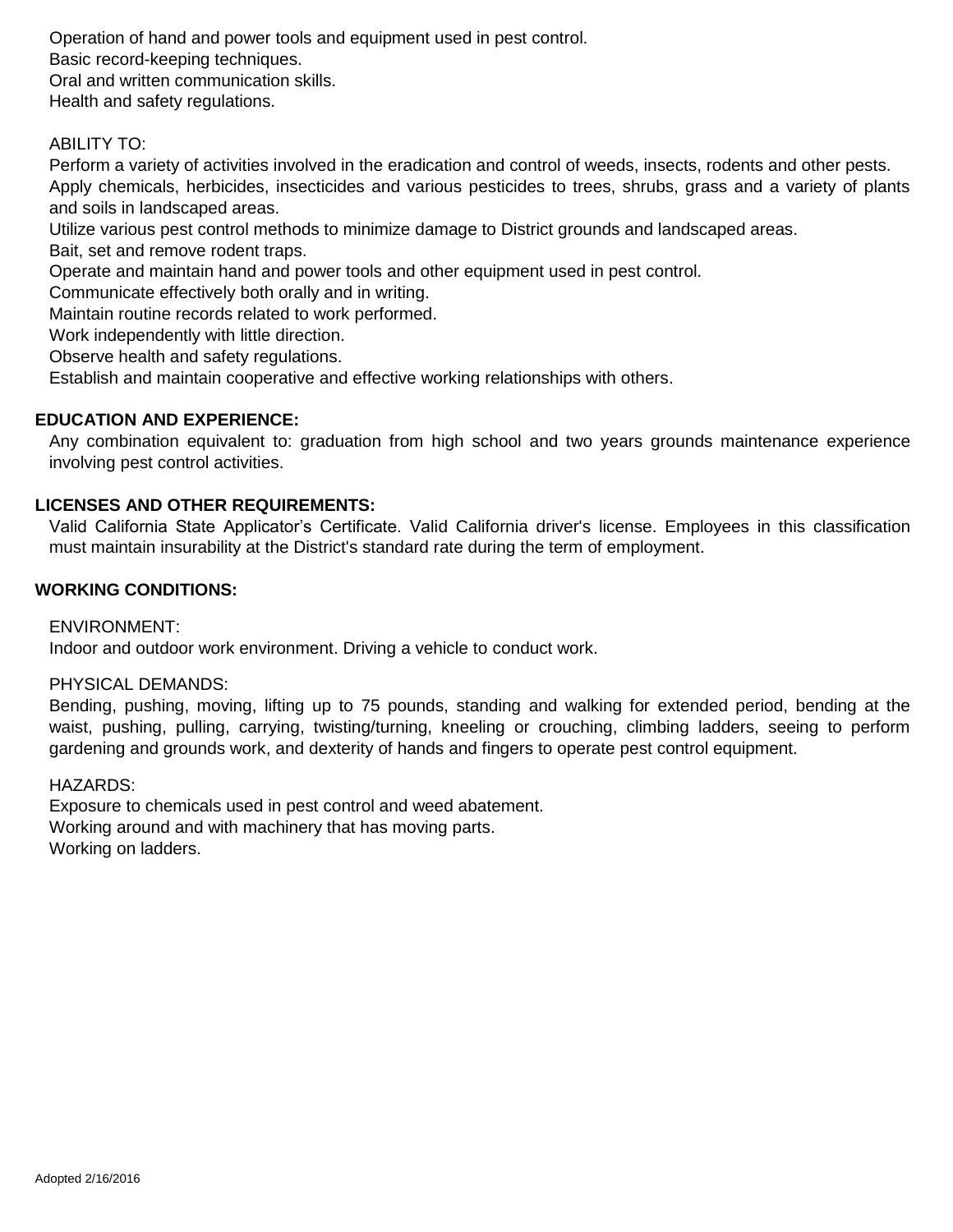Operation of hand and power tools and equipment used in pest control.
Basic record-keeping techniques.
Oral and written communication skills.
Health and safety regulations.

ABILITY TO:
Perform a variety of activities involved in the eradication and control of weeds, insects, rodents and other pests.
Apply chemicals, herbicides, insecticides and various pesticides to trees, shrubs, grass and a variety of plants and soils in landscaped areas.
Utilize various pest control methods to minimize damage to District grounds and landscaped areas.
Bait, set and remove rodent traps.
Operate and maintain hand and power tools and other equipment used in pest control.
Communicate effectively both orally and in writing.
Maintain routine records related to work performed.
Work independently with little direction.
Observe health and safety regulations.
Establish and maintain cooperative and effective working relationships with others.

**EDUCATION AND EXPERIENCE:**

Any combination equivalent to: graduation from high school and two years grounds maintenance experience involving pest control activities.

**LICENSES AND OTHER REQUIREMENTS:**

Valid California State Applicator's Certificate. Valid California driver's license. Employees in this classification must maintain insurability at the District's standard rate during the term of employment.

**WORKING CONDITIONS:**

ENVIRONMENT:
Indoor and outdoor work environment. Driving a vehicle to conduct work.

PHYSICAL DEMANDS:
Bending, pushing, moving, lifting up to 75 pounds, standing and walking for extended period, bending at the waist, pushing, pulling, carrying, twisting/turning, kneeling or crouching, climbing ladders, seeing to perform gardening and grounds work, and dexterity of hands and fingers to operate pest control equipment.

HAZARDS:
Exposure to chemicals used in pest control and weed abatement.
Working around and with machinery that has moving parts.
Working on ladders.

Adopted 2/16/2016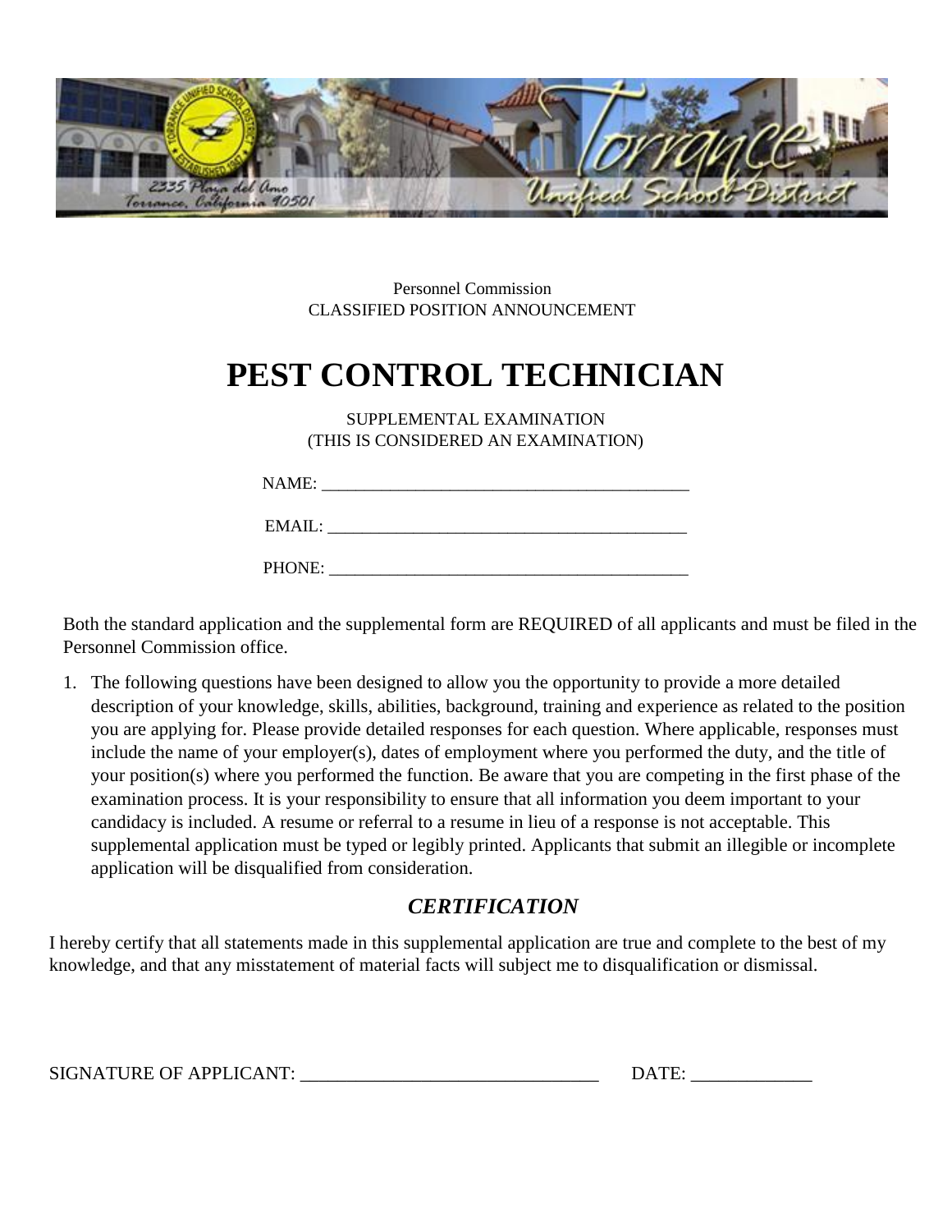Personnel Commission
CLASSIFIED POSITION ANNOUNCEMENT

# PEST CONTROL TECHNICIAN

SUPPLEMENTAL EXAMINATION
(THIS IS CONSIDERED AN EXAMINATION)

NAME: ___________________________________________

EMAIL: ___________________________________________

PHONE: ___________________________________________

Both the standard application and the supplemental form are REQUIRED of all applicants and must be filed in the Personnel Commission office.

1. The following questions have been designed to allow you the opportunity to provide a more detailed description of your knowledge, skills, abilities, background, training and experience as related to the position you are applying for. Please provide detailed responses for each question. Where applicable, responses must include the name of your employer(s), dates of employment where you performed the duty, and the title of your position(s) where you performed the function. Be aware that you are competing in the first phase of the examination process. It is your responsibility to ensure that all information you deem important to your candidacy is included. A resume or referral to a resume in lieu of a response is not acceptable. This supplemental application must be typed or legibly printed. Applicants that submit an illegible or incomplete application will be disqualified from consideration.

## *CERTIFICATION*

I hereby certify that all statements made in this supplemental application are true and complete to the best of my knowledge, and that any misstatement of material facts will subject me to disqualification or dismissal.

SIGNATURE OF APPLICANT: ________________________________ DATE: _____________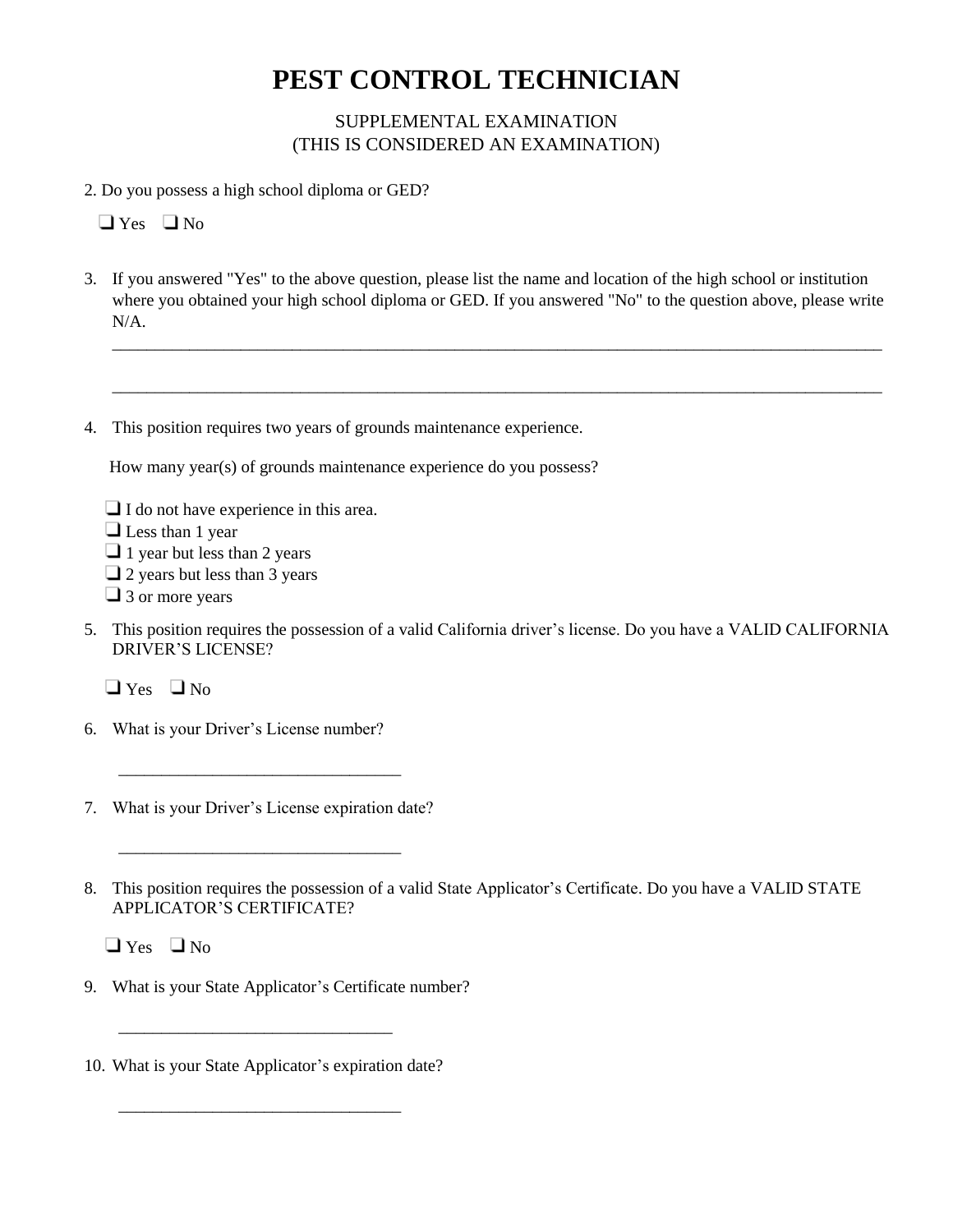# PEST CONTROL TECHNICIAN

SUPPLEMENTAL EXAMINATION
(THIS IS CONSIDERED AN EXAMINATION)

2. Do you possess a high school diploma or GED?

   ❑ Yes ❑ No

3. If you answered "Yes" to the above question, please list the name and location of the high school or institution where you obtained your high school diploma or GED. If you answered "No" to the question above, please write N/A.

   ______________________________________________________________________________________

   ______________________________________________________________________________________

4. This position requires two years of grounds maintenance experience.

   How many year(s) of grounds maintenance experience do you possess?

   ❑ I do not have experience in this area.
   ❑ Less than 1 year
   ❑ 1 year but less than 2 years
   ❑ 2 years but less than 3 years
   ❑ 3 or more years

5. This position requires the possession of a valid California driver's license. Do you have a VALID CALIFORNIA DRIVER'S LICENSE?

   ❑ Yes ❑ No

6. What is your Driver's License number?

   ________________________________

7. What is your Driver's License expiration date?

   ________________________________

8. This position requires the possession of a valid State Applicator's Certificate. Do you have a VALID STATE APPLICATOR'S CERTIFICATE?

   ❑ Yes ❑ No

9. What is your State Applicator's Certificate number?

   ________________________________

10. What is your State Applicator's expiration date?

   ________________________________